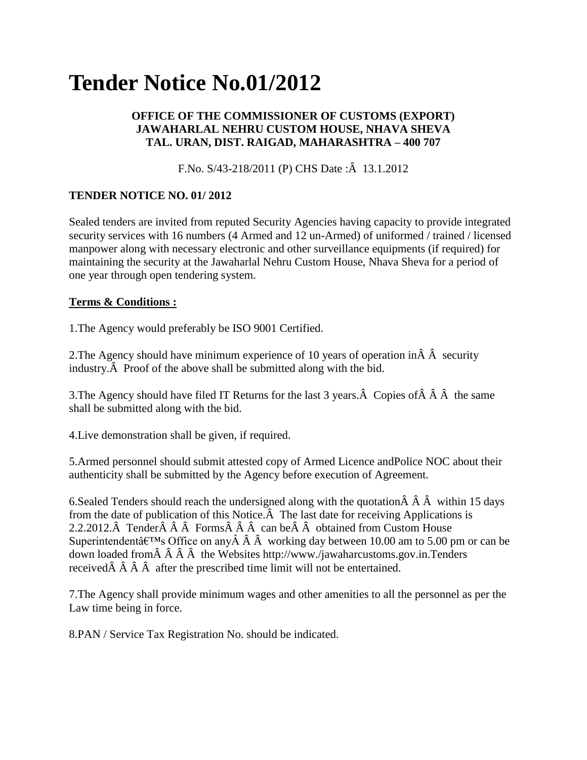# Tender Notice No.01/2012

**OFFICE OF THE COMMISSIONER OF CUSTOMS (EXPORT)**
**JAWAHARLAL NEHRU CUSTOM HOUSE, NHAVA SHEVA**
**TAL. URAN, DIST. RAIGAD, MAHARASHTRA – 400 707**

F.No. S/43-218/2011 (P) CHS Date :Â  13.1.2012

**TENDER NOTICE NO. 01/ 2012**

Sealed tenders are invited from reputed Security Agencies having capacity to provide integrated security services with 16 numbers (4 Armed and 12 un-Armed) of uniformed / trained / licensed manpower along with necessary electronic and other surveillance equipments (if required) for maintaining the security at the Jawaharlal Nehru Custom House, Nhava Sheva for a period of one year through open tendering system.

**Terms & Conditions :**

1.The Agency would preferably be ISO 9001 Certified.

2.The Agency should have minimum experience of 10 years of operation inÂ Â  security industry.Â  Proof of the above shall be submitted along with the bid.

3.The Agency should have filed IT Returns for the last 3 years.Â  Copies ofÂ Â Â  the same shall be submitted along with the bid.

4.Live demonstration shall be given, if required.

5.Armed personnel should submit attested copy of Armed Licence andPolice NOC about their authenticity shall be submitted by the Agency before execution of Agreement.

6.Sealed Tenders should reach the undersigned along with the quotationÂ Â Â  within 15 days from the date of publication of this Notice.Â  The last date for receiving Applications is 2.2.2012.Â  TenderÂ Â Â  FormsÂ Â Â  can beÂ Â  obtained from Custom House Superintendentâ€™s Office on anyÂ Â Â  working day between 10.00 am to 5.00 pm or can be down loaded fromÂ Â Â Â  the Websites http://www./jawaharcustoms.gov.in.Tenders receivedÂ Â Â Â  after the prescribed time limit will not be entertained.

7.The Agency shall provide minimum wages and other amenities to all the personnel as per the Law time being in force.

8.PAN / Service Tax Registration No. should be indicated.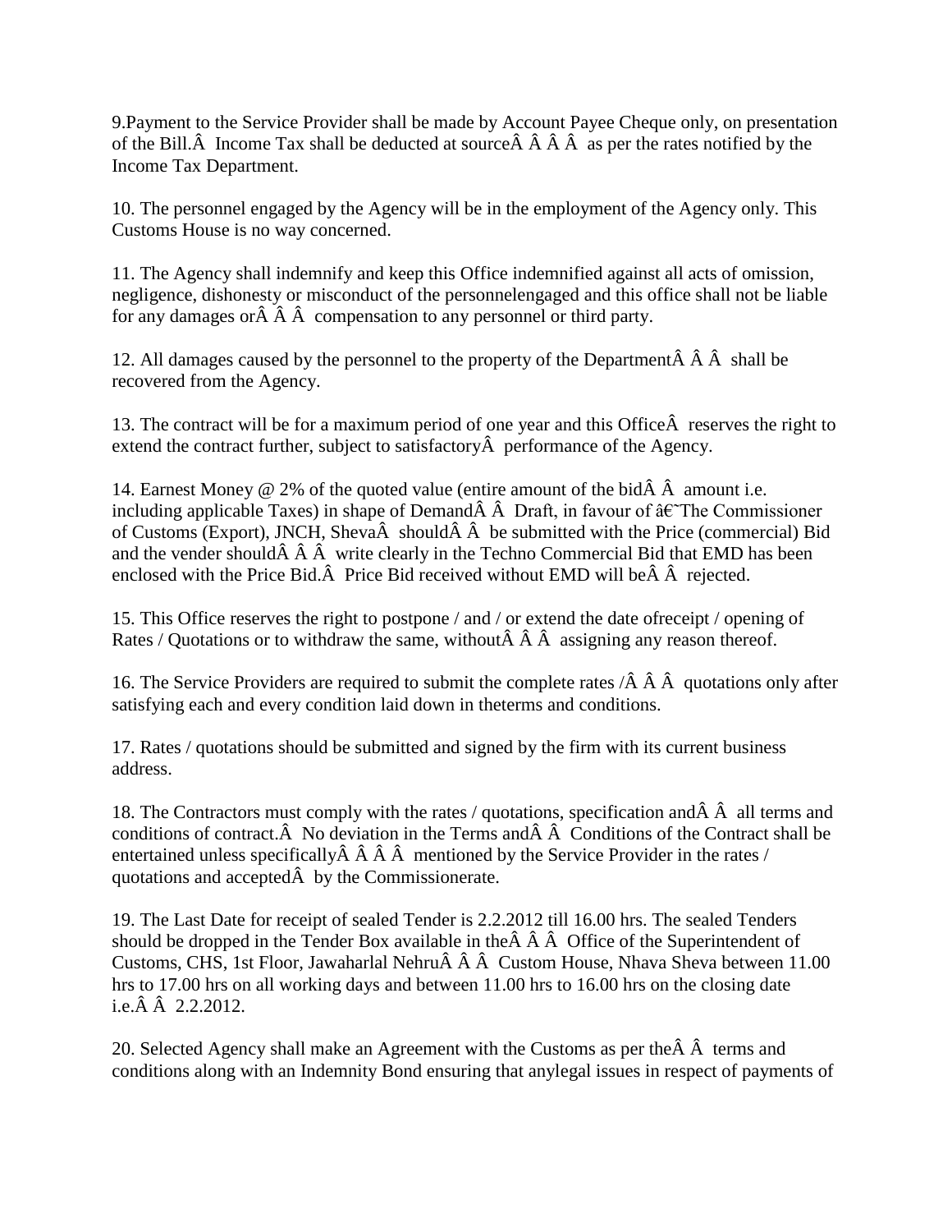9.Payment to the Service Provider shall be made by Account Payee Cheque only, on presentation of the Bill.Â  Income Tax shall be deducted at sourceÂ Â Â Â  as per the rates notified by the Income Tax Department.

10. The personnel engaged by the Agency will be in the employment of the Agency only. This Customs House is no way concerned.

11. The Agency shall indemnify and keep this Office indemnified against all acts of omission, negligence, dishonesty or misconduct of the personnelengaged and this office shall not be liable for any damages orÂ Â Â  compensation to any personnel or third party.

12. All damages caused by the personnel to the property of the DepartmentÂ Â Â  shall be recovered from the Agency.

13. The contract will be for a maximum period of one year and this OfficeÂ  reserves the right to extend the contract further, subject to satisfactoryÂ  performance of the Agency.

14. Earnest Money @ 2% of the quoted value (entire amount of the bidÂ Â  amount i.e. including applicable Taxes) in shape of DemandÂ Â  Draft, in favour of â€˜The Commissioner of Customs (Export), JNCH, ShevaÂ  shouldÂ Â  be submitted with the Price (commercial) Bid and the vender shouldÂ Â Â  write clearly in the Techno Commercial Bid that EMD has been enclosed with the Price Bid.Â  Price Bid received without EMD will beÂ Â  rejected.

15. This Office reserves the right to postpone / and / or extend the date ofreceipt / opening of Rates / Quotations or to withdraw the same, withoutÂ Â Â  assigning any reason thereof.

16. The Service Providers are required to submit the complete rates /Â Â Â  quotations only after satisfying each and every condition laid down in theterms and conditions.

17. Rates / quotations should be submitted and signed by the firm with its current business address.

18. The Contractors must comply with the rates / quotations, specification andÂ Â  all terms and conditions of contract.Â  No deviation in the Terms andÂ Â  Conditions of the Contract shall be entertained unless specificallyÂ Â Â Â  mentioned by the Service Provider in the rates / quotations and acceptedÂ  by the Commissionerate.

19. The Last Date for receipt of sealed Tender is 2.2.2012 till 16.00 hrs. The sealed Tenders should be dropped in the Tender Box available in theÂ Â Â  Office of the Superintendent of Customs, CHS, 1st Floor, Jawaharlal NehruÂ Â Â  Custom House, Nhava Sheva between 11.00 hrs to 17.00 hrs on all working days and between 11.00 hrs to 16.00 hrs on the closing date i.e.Â Â  2.2.2012.

20. Selected Agency shall make an Agreement with the Customs as per theÂ Â  terms and conditions along with an Indemnity Bond ensuring that anylegal issues in respect of payments of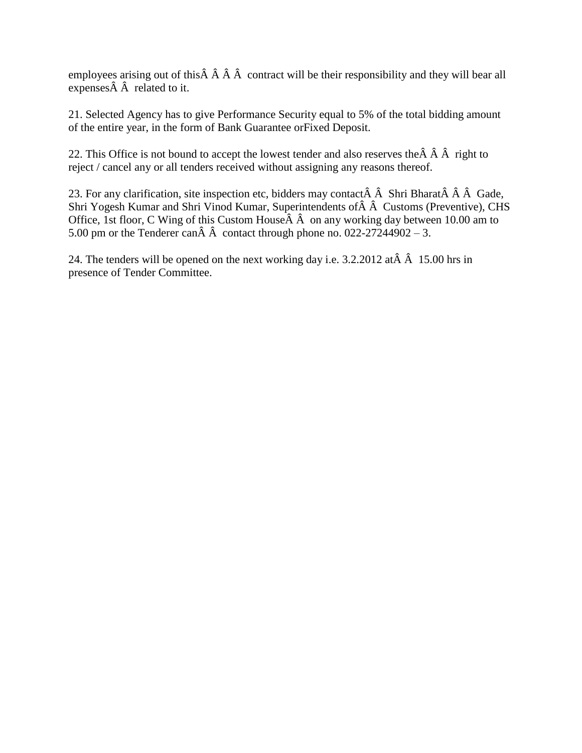employees arising out of thisÂ Â Â Â  contract will be their responsibility and they will bear all expensesÂ Â  related to it.

21. Selected Agency has to give Performance Security equal to 5% of the total bidding amount of the entire year, in the form of Bank Guarantee orFixed Deposit.

22. This Office is not bound to accept the lowest tender and also reserves theÂ Â Â  right to reject / cancel any or all tenders received without assigning any reasons thereof.

23. For any clarification, site inspection etc, bidders may contactÂ Â  Shri BharatÂ Â Â  Gade, Shri Yogesh Kumar and Shri Vinod Kumar, Superintendents ofÂ Â  Customs (Preventive), CHS Office, 1st floor, C Wing of this Custom HouseÂ Â  on any working day between 10.00 am to 5.00 pm or the Tenderer canÂ Â  contact through phone no. 022-27244902 – 3.

24. The tenders will be opened on the next working day i.e. 3.2.2012 atÂ Â  15.00 hrs in presence of Tender Committee.